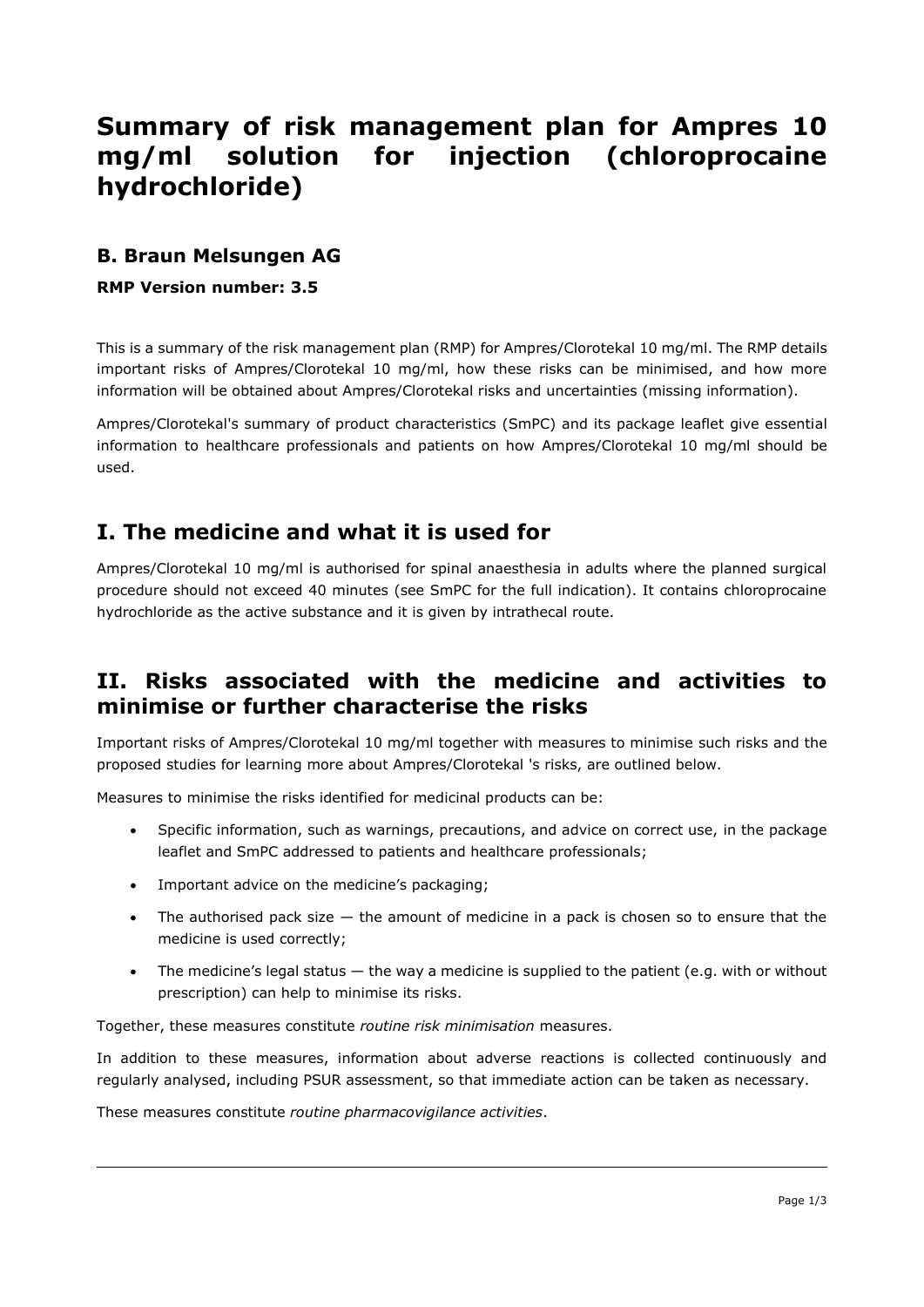# Summary of risk management plan for Ampres 10 mg/ml solution for injection (chloroprocaine hydrochloride)

### B. Braun Melsungen AG

**RMP Version number: 3.5**

This is a summary of the risk management plan (RMP) for Ampres/Clorotekal 10 mg/ml. The RMP details important risks of Ampres/Clorotekal 10 mg/ml, how these risks can be minimised, and how more information will be obtained about Ampres/Clorotekal risks and uncertainties (missing information).

Ampres/Clorotekal's summary of product characteristics (SmPC) and its package leaflet give essential information to healthcare professionals and patients on how Ampres/Clorotekal 10 mg/ml should be used.

## I. The medicine and what it is used for

Ampres/Clorotekal 10 mg/ml is authorised for spinal anaesthesia in adults where the planned surgical procedure should not exceed 40 minutes (see SmPC for the full indication). It contains chloroprocaine hydrochloride as the active substance and it is given by intrathecal route.

## II. Risks associated with the medicine and activities to minimise or further characterise the risks

Important risks of Ampres/Clorotekal 10 mg/ml together with measures to minimise such risks and the proposed studies for learning more about Ampres/Clorotekal 's risks, are outlined below.

Measures to minimise the risks identified for medicinal products can be:

- Specific information, such as warnings, precautions, and advice on correct use, in the package leaflet and SmPC addressed to patients and healthcare professionals;
- Important advice on the medicine's packaging;
- The authorised pack size — the amount of medicine in a pack is chosen so to ensure that the medicine is used correctly;
- The medicine's legal status — the way a medicine is supplied to the patient (e.g. with or without prescription) can help to minimise its risks.

Together, these measures constitute *routine risk minimisation* measures.

In addition to these measures, information about adverse reactions is collected continuously and regularly analysed, including PSUR assessment, so that immediate action can be taken as necessary.

These measures constitute *routine pharmacovigilance activities*.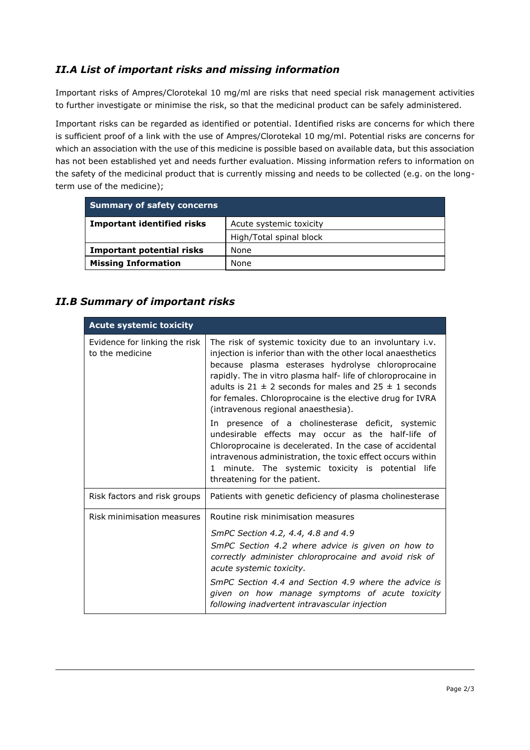## *II.A List of important risks and missing information*

Important risks of Ampres/Clorotekal 10 mg/ml are risks that need special risk management activities to further investigate or minimise the risk, so that the medicinal product can be safely administered.

Important risks can be regarded as identified or potential. Identified risks are concerns for which there is sufficient proof of a link with the use of Ampres/Clorotekal 10 mg/ml. Potential risks are concerns for which an association with the use of this medicine is possible based on available data, but this association has not been established yet and needs further evaluation. Missing information refers to information on the safety of the medicinal product that is currently missing and needs to be collected (e.g. on the long-term use of the medicine);

| **Summary of safety concerns** | |
|---|---|
| **Important identified risks** | Acute systemic toxicity |
| | High/Total spinal block |
| **Important potential risks** | None |
| **Missing Information** | None |

## *II.B Summary of important risks*

| **Acute systemic toxicity** | |
|---|---|
| Evidence for linking the risk to the medicine | The risk of systemic toxicity due to an involuntary i.v. injection is inferior than with the other local anaesthetics because plasma esterases hydrolyse chloroprocaine rapidly. The in vitro plasma half- life of chloroprocaine in adults is $21 \pm 2$ seconds for males and $25 \pm 1$ seconds for females. Chloroprocaine is the elective drug for IVRA (intravenous regional anaesthesia).<br><br>In presence of a cholinesterase deficit, systemic undesirable effects may occur as the half-life of Chloroprocaine is decelerated. In the case of accidental intravenous administration, the toxic effect occurs within 1 minute. The systemic toxicity is potential life threatening for the patient. |
| Risk factors and risk groups | Patients with genetic deficiency of plasma cholinesterase |
| Risk minimisation measures | Routine risk minimisation measures<br><br>*SmPC Section 4.2, 4.4, 4.8 and 4.9*<br><br>*SmPC Section 4.2 where advice is given on how to correctly administer chloroprocaine and avoid risk of acute systemic toxicity.*<br><br>*SmPC Section 4.4 and Section 4.9 where the advice is given on how manage symptoms of acute toxicity following inadvertent intravascular injection* |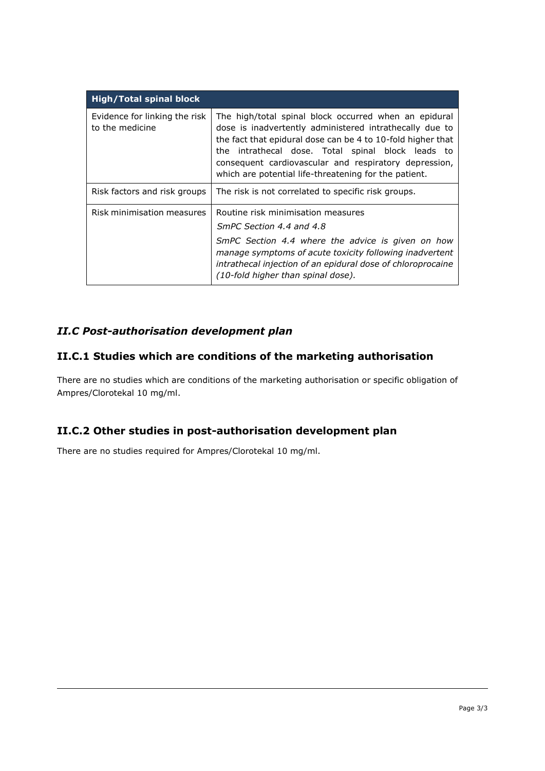| High/Total spinal block | |
|---|---|
| Evidence for linking the risk to the medicine | The high/total spinal block occurred when an epidural dose is inadvertently administered intrathecally due to the fact that epidural dose can be 4 to 10-fold higher that the intrathecal dose. Total spinal block leads to consequent cardiovascular and respiratory depression, which are potential life-threatening for the patient. |
| Risk factors and risk groups | The risk is not correlated to specific risk groups. |
| Risk minimisation measures | Routine risk minimisation measures<br>*SmPC Section 4.4 and 4.8*<br>*SmPC Section 4.4 where the advice is given on how manage symptoms of acute toxicity following inadvertent intrathecal injection of an epidural dose of chloroprocaine (10-fold higher than spinal dose).* |

## *II.C Post-authorisation development plan*

### II.C.1 Studies which are conditions of the marketing authorisation

There are no studies which are conditions of the marketing authorisation or specific obligation of Ampres/Clorotekal 10 mg/ml.

### II.C.2 Other studies in post-authorisation development plan

There are no studies required for Ampres/Clorotekal 10 mg/ml.